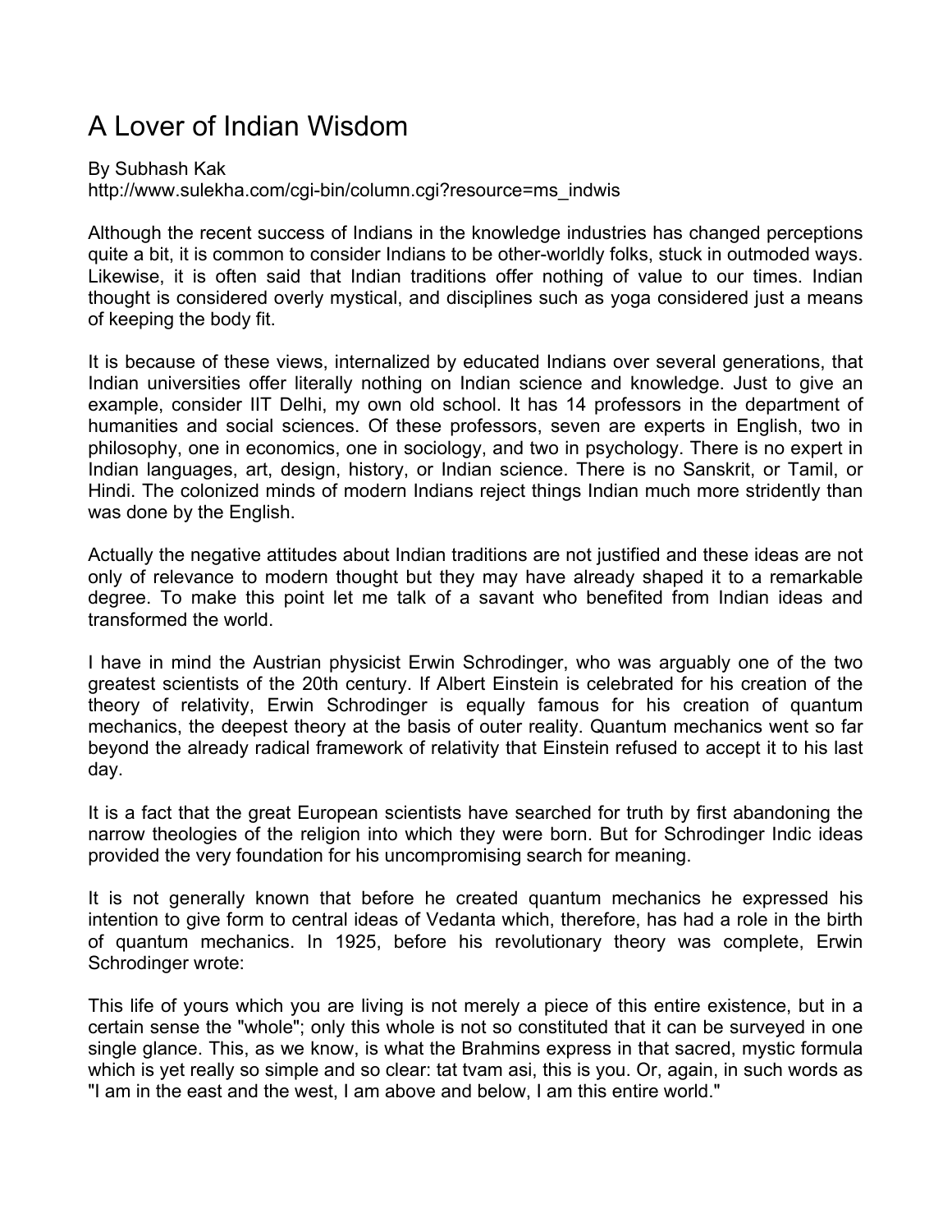# A Lover of Indian Wisdom

By Subhash Kak
http://www.sulekha.com/cgi-bin/column.cgi?resource=ms_indwis

Although the recent success of Indians in the knowledge industries has changed perceptions quite a bit, it is common to consider Indians to be other-worldly folks, stuck in outmoded ways. Likewise, it is often said that Indian traditions offer nothing of value to our times. Indian thought is considered overly mystical, and disciplines such as yoga considered just a means of keeping the body fit.

It is because of these views, internalized by educated Indians over several generations, that Indian universities offer literally nothing on Indian science and knowledge. Just to give an example, consider IIT Delhi, my own old school. It has 14 professors in the department of humanities and social sciences. Of these professors, seven are experts in English, two in philosophy, one in economics, one in sociology, and two in psychology. There is no expert in Indian languages, art, design, history, or Indian science. There is no Sanskrit, or Tamil, or Hindi. The colonized minds of modern Indians reject things Indian much more stridently than was done by the English.

Actually the negative attitudes about Indian traditions are not justified and these ideas are not only of relevance to modern thought but they may have already shaped it to a remarkable degree. To make this point let me talk of a savant who benefited from Indian ideas and transformed the world.

I have in mind the Austrian physicist Erwin Schrodinger, who was arguably one of the two greatest scientists of the 20th century. If Albert Einstein is celebrated for his creation of the theory of relativity, Erwin Schrodinger is equally famous for his creation of quantum mechanics, the deepest theory at the basis of outer reality. Quantum mechanics went so far beyond the already radical framework of relativity that Einstein refused to accept it to his last day.

It is a fact that the great European scientists have searched for truth by first abandoning the narrow theologies of the religion into which they were born. But for Schrodinger Indic ideas provided the very foundation for his uncompromising search for meaning.

It is not generally known that before he created quantum mechanics he expressed his intention to give form to central ideas of Vedanta which, therefore, has had a role in the birth of quantum mechanics. In 1925, before his revolutionary theory was complete, Erwin Schrodinger wrote:

This life of yours which you are living is not merely a piece of this entire existence, but in a certain sense the "whole"; only this whole is not so constituted that it can be surveyed in one single glance. This, as we know, is what the Brahmins express in that sacred, mystic formula which is yet really so simple and so clear: tat tvam asi, this is you. Or, again, in such words as "I am in the east and the west, I am above and below, I am this entire world."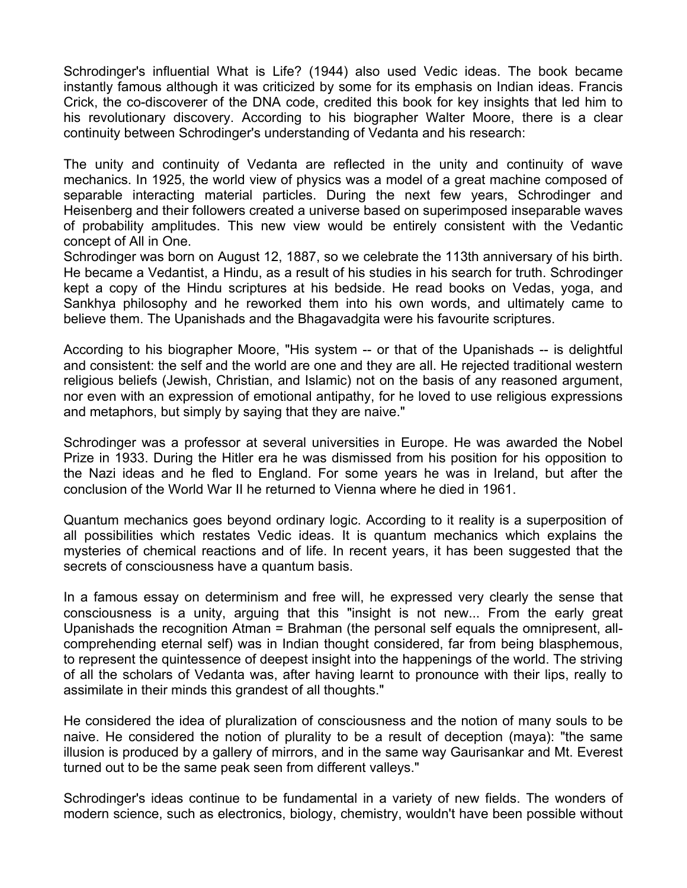Schrodinger's influential What is Life? (1944) also used Vedic ideas. The book became instantly famous although it was criticized by some for its emphasis on Indian ideas. Francis Crick, the co-discoverer of the DNA code, credited this book for key insights that led him to his revolutionary discovery. According to his biographer Walter Moore, there is a clear continuity between Schrodinger's understanding of Vedanta and his research:

The unity and continuity of Vedanta are reflected in the unity and continuity of wave mechanics. In 1925, the world view of physics was a model of a great machine composed of separable interacting material particles. During the next few years, Schrodinger and Heisenberg and their followers created a universe based on superimposed inseparable waves of probability amplitudes. This new view would be entirely consistent with the Vedantic concept of All in One.
Schrodinger was born on August 12, 1887, so we celebrate the 113th anniversary of his birth. He became a Vedantist, a Hindu, as a result of his studies in his search for truth. Schrodinger kept a copy of the Hindu scriptures at his bedside. He read books on Vedas, yoga, and Sankhya philosophy and he reworked them into his own words, and ultimately came to believe them. The Upanishads and the Bhagavadgita were his favourite scriptures.

According to his biographer Moore, "His system -- or that of the Upanishads -- is delightful and consistent: the self and the world are one and they are all. He rejected traditional western religious beliefs (Jewish, Christian, and Islamic) not on the basis of any reasoned argument, nor even with an expression of emotional antipathy, for he loved to use religious expressions and metaphors, but simply by saying that they are naive."

Schrodinger was a professor at several universities in Europe. He was awarded the Nobel Prize in 1933. During the Hitler era he was dismissed from his position for his opposition to the Nazi ideas and he fled to England. For some years he was in Ireland, but after the conclusion of the World War II he returned to Vienna where he died in 1961.

Quantum mechanics goes beyond ordinary logic. According to it reality is a superposition of all possibilities which restates Vedic ideas. It is quantum mechanics which explains the mysteries of chemical reactions and of life. In recent years, it has been suggested that the secrets of consciousness have a quantum basis.

In a famous essay on determinism and free will, he expressed very clearly the sense that consciousness is a unity, arguing that this "insight is not new... From the early great Upanishads the recognition Atman = Brahman (the personal self equals the omnipresent, all-comprehending eternal self) was in Indian thought considered, far from being blasphemous, to represent the quintessence of deepest insight into the happenings of the world. The striving of all the scholars of Vedanta was, after having learnt to pronounce with their lips, really to assimilate in their minds this grandest of all thoughts."

He considered the idea of pluralization of consciousness and the notion of many souls to be naive. He considered the notion of plurality to be a result of deception (maya): "the same illusion is produced by a gallery of mirrors, and in the same way Gaurisankar and Mt. Everest turned out to be the same peak seen from different valleys."

Schrodinger's ideas continue to be fundamental in a variety of new fields. The wonders of modern science, such as electronics, biology, chemistry, wouldn't have been possible without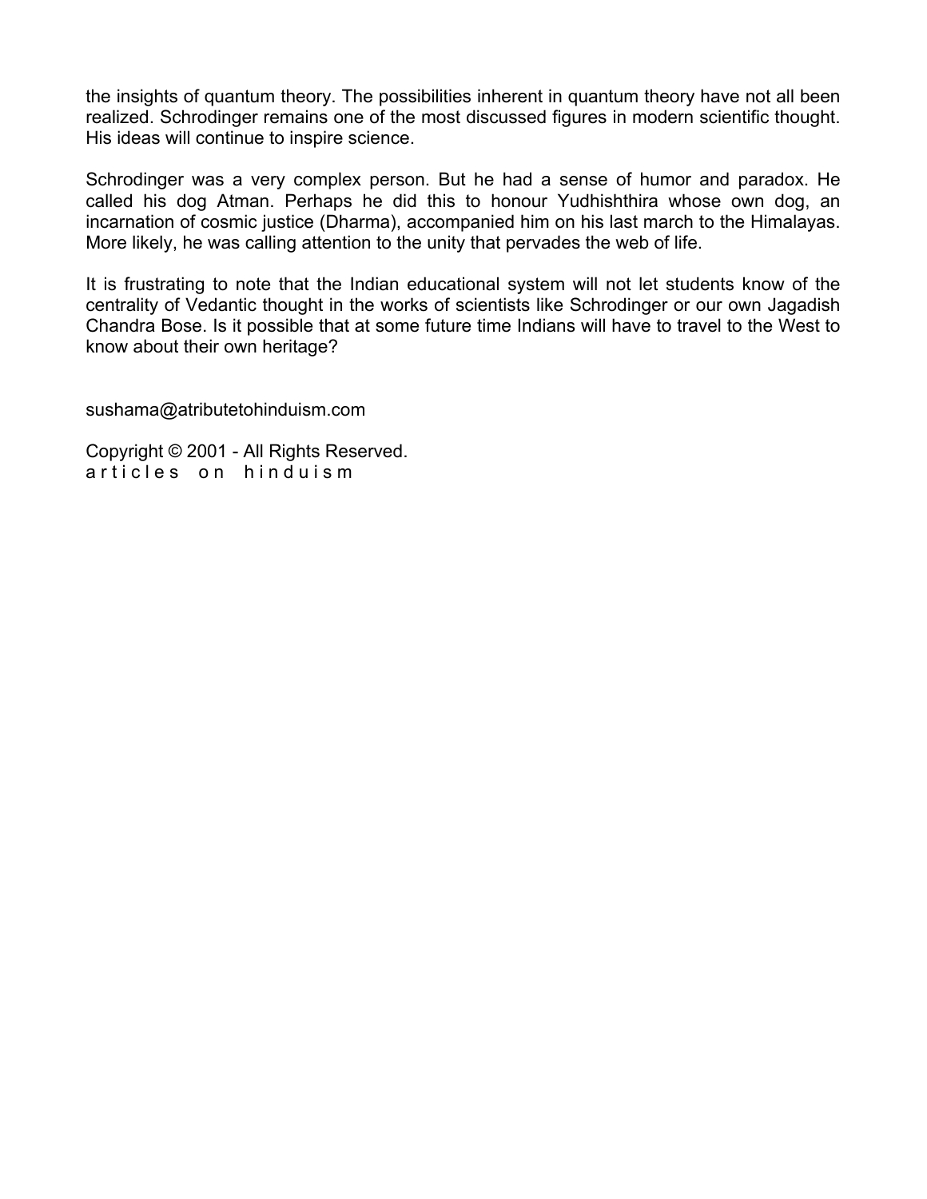the insights of quantum theory. The possibilities inherent in quantum theory have not all been realized. Schrodinger remains one of the most discussed figures in modern scientific thought. His ideas will continue to inspire science.

Schrodinger was a very complex person. But he had a sense of humor and paradox. He called his dog Atman. Perhaps he did this to honour Yudhishthira whose own dog, an incarnation of cosmic justice (Dharma), accompanied him on his last march to the Himalayas. More likely, he was calling attention to the unity that pervades the web of life.

It is frustrating to note that the Indian educational system will not let students know of the centrality of Vedantic thought in the works of scientists like Schrodinger or our own Jagadish Chandra Bose. Is it possible that at some future time Indians will have to travel to the West to know about their own heritage?

sushama@atributetohinduism.com

Copyright © 2001 - All Rights Reserved.
articles on hinduism